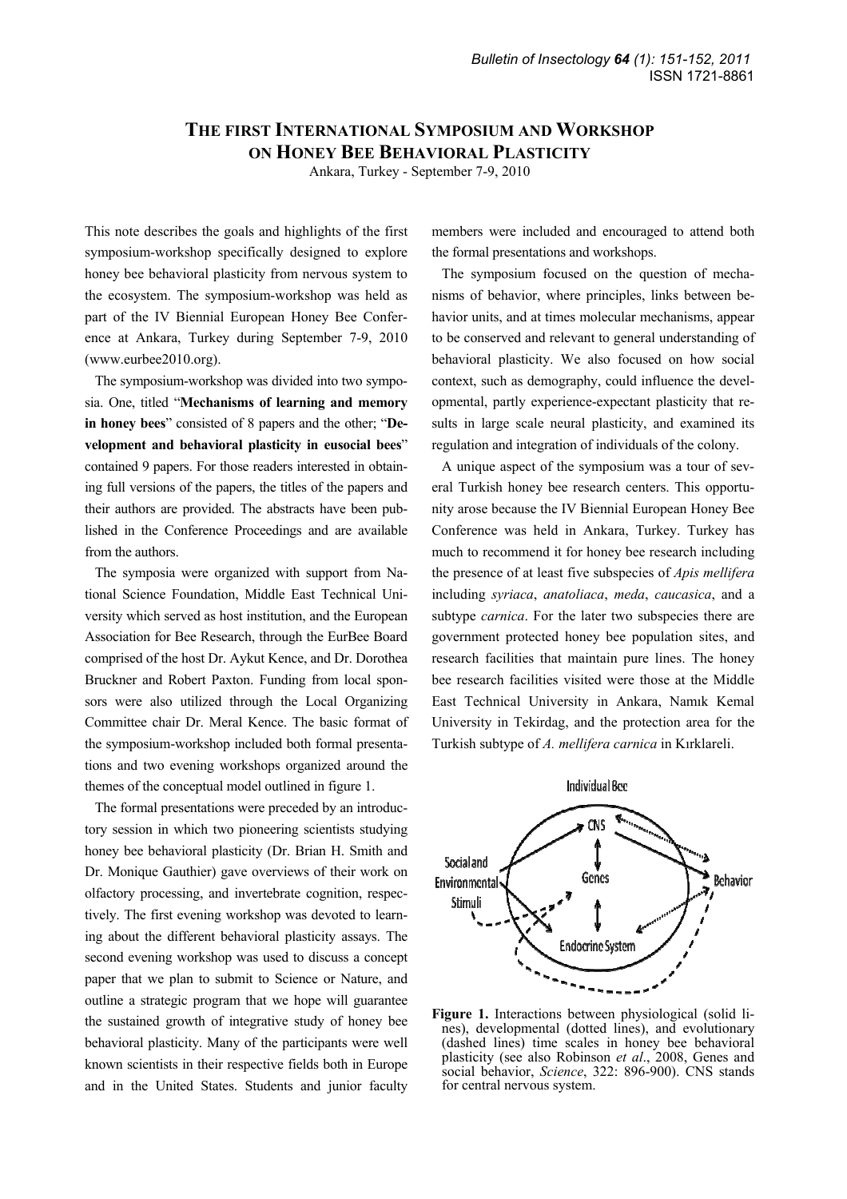# The first International Symposium and Workshop on Honey Bee Behavioral Plasticity

Ankara, Turkey - September 7-9, 2010

This note describes the goals and highlights of the first symposium-workshop specifically designed to explore honey bee behavioral plasticity from nervous system to the ecosystem. The symposium-workshop was held as part of the IV Biennial European Honey Bee Conference at Ankara, Turkey during September 7-9, 2010 (www.eurbee2010.org).

The symposium-workshop was divided into two symposia. One, titled "**Mechanisms of learning and memory in honey bees**" consisted of 8 papers and the other; "**Development and behavioral plasticity in eusocial bees**" contained 9 papers. For those readers interested in obtaining full versions of the papers, the titles of the papers and their authors are provided. The abstracts have been published in the Conference Proceedings and are available from the authors.

The symposia were organized with support from National Science Foundation, Middle East Technical University which served as host institution, and the European Association for Bee Research, through the EurBee Board comprised of the host Dr. Aykut Kence, and Dr. Dorothea Bruckner and Robert Paxton. Funding from local sponsors were also utilized through the Local Organizing Committee chair Dr. Meral Kence. The basic format of the symposium-workshop included both formal presentations and two evening workshops organized around the themes of the conceptual model outlined in figure 1.

The formal presentations were preceded by an introductory session in which two pioneering scientists studying honey bee behavioral plasticity (Dr. Brian H. Smith and Dr. Monique Gauthier) gave overviews of their work on olfactory processing, and invertebrate cognition, respectively. The first evening workshop was devoted to learning about the different behavioral plasticity assays. The second evening workshop was used to discuss a concept paper that we plan to submit to Science or Nature, and outline a strategic program that we hope will guarantee the sustained growth of integrative study of honey bee behavioral plasticity. Many of the participants were well known scientists in their respective fields both in Europe and in the United States. Students and junior faculty members were included and encouraged to attend both the formal presentations and workshops.

The symposium focused on the question of mechanisms of behavior, where principles, links between behavior units, and at times molecular mechanisms, appear to be conserved and relevant to general understanding of behavioral plasticity. We also focused on how social context, such as demography, could influence the developmental, partly experience-expectant plasticity that results in large scale neural plasticity, and examined its regulation and integration of individuals of the colony.

A unique aspect of the symposium was a tour of several Turkish honey bee research centers. This opportunity arose because the IV Biennial European Honey Bee Conference was held in Ankara, Turkey. Turkey has much to recommend it for honey bee research including the presence of at least five subspecies of *Apis mellifera* including *syriaca*, *anatoliaca*, *meda*, *caucasica*, and a subtype *carnica*. For the later two subspecies there are government protected honey bee population sites, and research facilities that maintain pure lines. The honey bee research facilities visited were those at the Middle East Technical University in Ankara, Namık Kemal University in Tekirdag, and the protection area for the Turkish subtype of *A. mellifera carnica* in Kırklareli.

**Figure 1.** Interactions between physiological (solid lines), developmental (dotted lines), and evolutionary (dashed lines) time scales in honey bee behavioral plasticity (see also Robinson *et al*., 2008, Genes and social behavior, *Science*, 322: 896-900). CNS stands for central nervous system.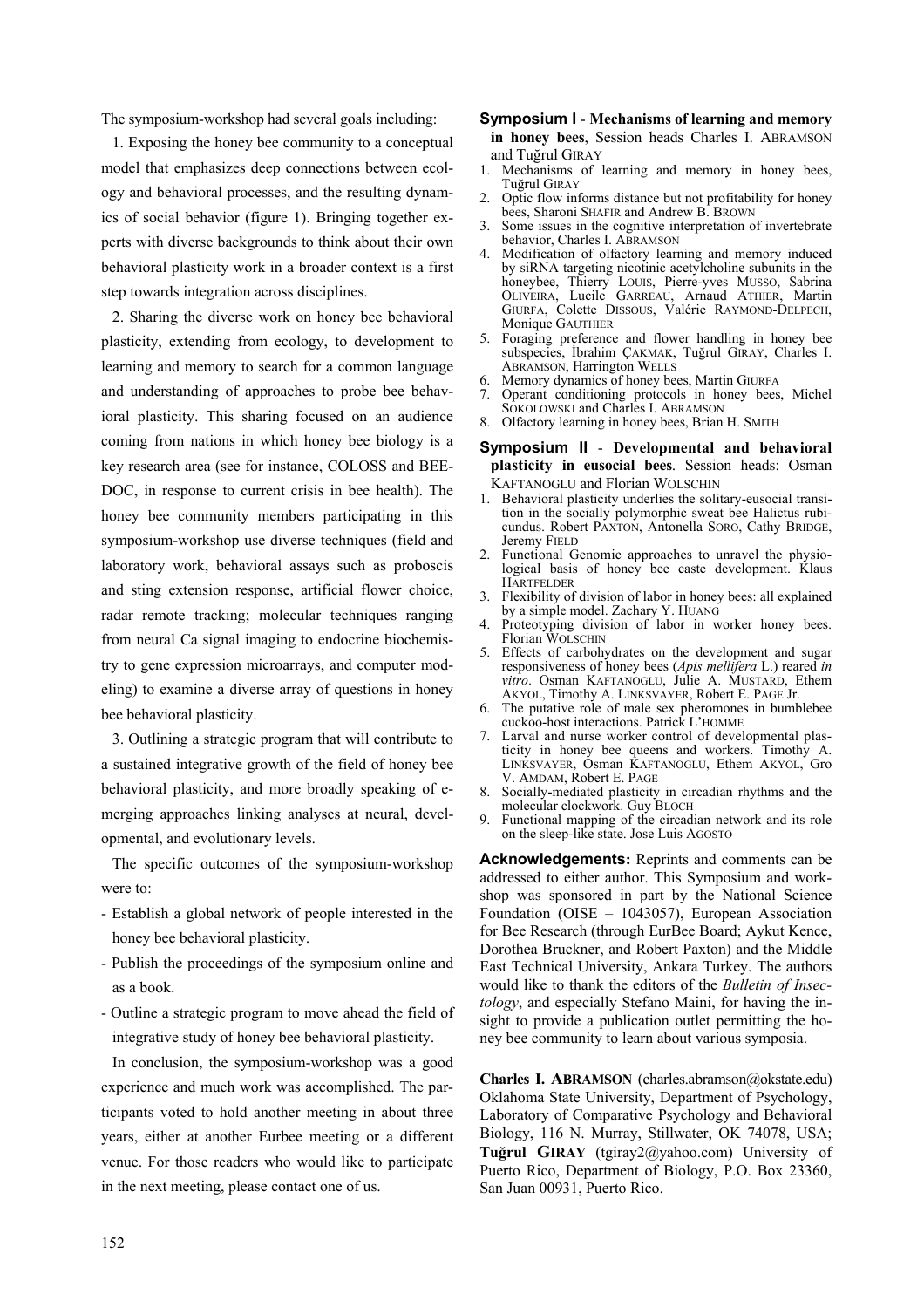The symposium-workshop had several goals including:

1. Exposing the honey bee community to a conceptual model that emphasizes deep connections between ecology and behavioral processes, and the resulting dynamics of social behavior (figure 1). Bringing together experts with diverse backgrounds to think about their own behavioral plasticity work in a broader context is a first step towards integration across disciplines.

2. Sharing the diverse work on honey bee behavioral plasticity, extending from ecology, to development to learning and memory to search for a common language and understanding of approaches to probe bee behavioral plasticity. This sharing focused on an audience coming from nations in which honey bee biology is a key research area (see for instance, COLOSS and BEE-DOC, in response to current crisis in bee health). The honey bee community members participating in this symposium-workshop use diverse techniques (field and laboratory work, behavioral assays such as proboscis and sting extension response, artificial flower choice, radar remote tracking; molecular techniques ranging from neural Ca signal imaging to endocrine biochemistry to gene expression microarrays, and computer modeling) to examine a diverse array of questions in honey bee behavioral plasticity.

3. Outlining a strategic program that will contribute to a sustained integrative growth of the field of honey bee behavioral plasticity, and more broadly speaking of emerging approaches linking analyses at neural, developmental, and evolutionary levels.

The specific outcomes of the symposium-workshop were to:

- Establish a global network of people interested in the honey bee behavioral plasticity.
- Publish the proceedings of the symposium online and as a book.
- Outline a strategic program to move ahead the field of integrative study of honey bee behavioral plasticity.

In conclusion, the symposium-workshop was a good experience and much work was accomplished. The participants voted to hold another meeting in about three years, either at another Eurbee meeting or a different venue. For those readers who would like to participate in the next meeting, please contact one of us.

**Symposium I** - **Mechanisms of learning and memory in honey bees**, Session heads Charles I. ABRAMSON and Tuğrul GIRAY

1. Mechanisms of learning and memory in honey bees, Tuğrul GIRAY
2. Optic flow informs distance but not profitability for honey bees, Sharoni SHAFIR and Andrew B. BROWN
3. Some issues in the cognitive interpretation of invertebrate behavior, Charles I. ABRAMSON
4. Modification of olfactory learning and memory induced by siRNA targeting nicotinic acetylcholine subunits in the honeybee, Thierry LOUIS, Pierre-yves MUSSO, Sabrina OLIVEIRA, Lucile GARREAU, Arnaud ATHIER, Martin GIURFA, Colette DISSOUS, Valérie RAYMOND-DELPECH, Monique GAUTHIER
5. Foraging preference and flower handling in honey bee subspecies, İbrahim ÇAKMAK, Tuğrul GIRAY, Charles I. ABRAMSON, Harrington WELLS
6. Memory dynamics of honey bees, Martin GIURFA
7. Operant conditioning protocols in honey bees, Michel SOKOLOWSKI and Charles I. ABRAMSON
8. Olfactory learning in honey bees, Brian H. SMITH

**Symposium II** - **Developmental and behavioral plasticity in eusocial bees**. Session heads: Osman KAFTANOGLU and Florian WOLSCHIN

1. Behavioral plasticity underlies the solitary-eusocial transition in the socially polymorphic sweat bee Halictus rubicundus. Robert PAXTON, Antonella SORO, Cathy BRIDGE, Jeremy FIELD
2. Functional Genomic approaches to unravel the physiological basis of honey bee caste development. Klaus HARTFELDER
3. Flexibility of division of labor in honey bees: all explained by a simple model. Zachary Y. HUANG
4. Proteotyping division of labor in worker honey bees. Florian WOLSCHIN
5. Effects of carbohydrates on the development and sugar responsiveness of honey bees (*Apis mellifera* L.) reared *in vitro*. Osman KAFTANOGLU, Julie A. MUSTARD, Ethem AKYOL, Timothy A. LINKSVAYER, Robert E. PAGE Jr.
6. The putative role of male sex pheromones in bumblebee cuckoo-host interactions. Patrick L'HOMME
7. Larval and nurse worker control of developmental plasticity in honey bee queens and workers. Timothy A. LINKSVAYER, Osman KAFTANOGLU, Ethem AKYOL, Gro V. AMDAM, Robert E. PAGE
8. Socially-mediated plasticity in circadian rhythms and the molecular clockwork. Guy BLOCH
9. Functional mapping of the circadian network and its role on the sleep-like state. Jose Luis AGOSTO

**Acknowledgements:** Reprints and comments can be addressed to either author. This Symposium and workshop was sponsored in part by the National Science Foundation (OISE – 1043057), European Association for Bee Research (through EurBee Board; Aykut Kence, Dorothea Bruckner, and Robert Paxton) and the Middle East Technical University, Ankara Turkey. The authors would like to thank the editors of the *Bulletin of Insectology*, and especially Stefano Maini, for having the insight to provide a publication outlet permitting the honey bee community to learn about various symposia.

**Charles I. ABRAMSON** (charles.abramson@okstate.edu) Oklahoma State University, Department of Psychology, Laboratory of Comparative Psychology and Behavioral Biology, 116 N. Murray, Stillwater, OK 74078, USA; **Tuğrul GIRAY** (tgiray2@yahoo.com) University of Puerto Rico, Department of Biology, P.O. Box 23360, San Juan 00931, Puerto Rico.